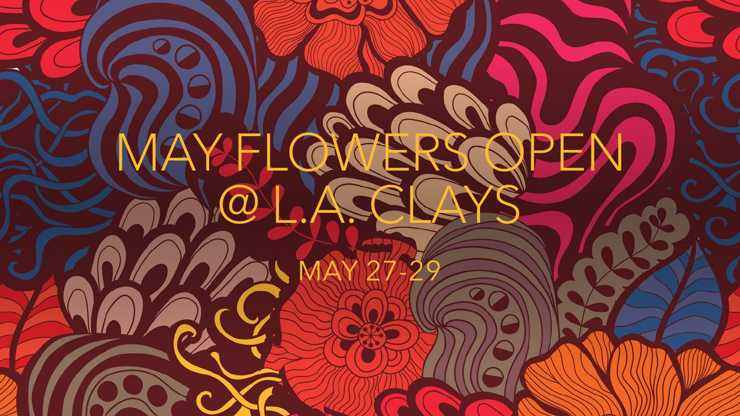# MAY FLOWERS OPEN @ L.A. CLAYS

MAY 27-29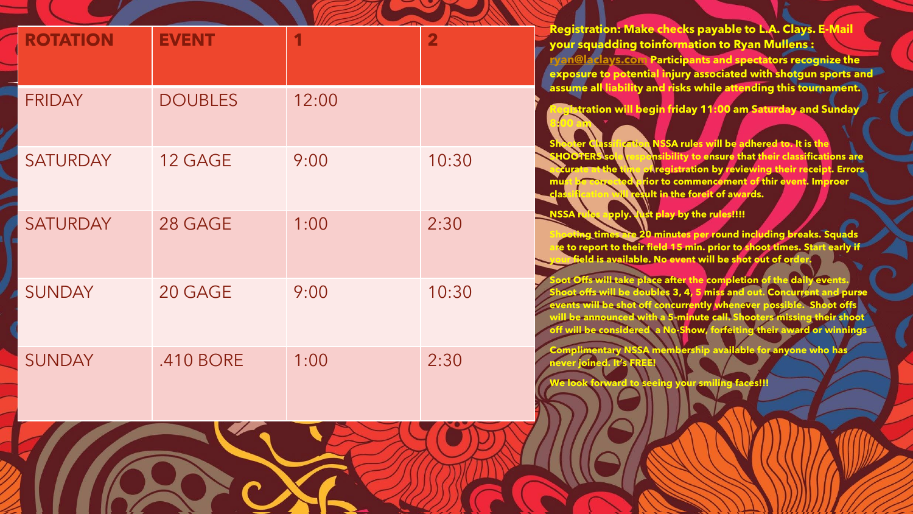| ROTATION | EVENT | 1 | 2 |
|---|---|---|---|
| FRIDAY | DOUBLES | 12:00 | |
| SATURDAY | 12 GAGE | 9:00 | 10:30 |
| SATURDAY | 28 GAGE | 1:00 | 2:30 |
| SUNDAY | 20 GAGE | 9:00 | 10:30 |
| SUNDAY | .410 BORE | 1:00 | 2:30 |

**Registration: Make checks payable to L.A. Clays. E-Mail your squadding toinformation to Ryan Mullens : ryan@laclays.com Participants and spectators recognize the exposure to potential injury associated with shotgun sports and assume all liability and risks while attending this tournament.**

**Registration will begin friday 11:00 am Saturday and Sunday 8:00 am**

**Shooter Classification NSSA rules will be adhered to. It is the SHOOTERS sole responsibility to ensure that their classifications are accurate at the time of registration by reviewing their receipt. Errors must be corrected prior to commencement of thir event. Improer classification will result in the foreit of awards.**

**NSSA rules apply. Just play by the rules!!!!**

**Shooting times are 20 minutes per round including breaks. Squads are to report to their field 15 min. prior to shoot times. Start early if your field is available. No event will be shot out of order.**

**Soot Offs will take place after the completion of the daily events. Shoot offs will be doubles 3, 4, 5 miss and out. Concurrent and purse events will be shot off concurrently whenever possible. Shoot offs will be announced with a 5-minute call. Shooters missing their shoot off will be considered a No-Show, forfeiting their award or winnings**

**Complimentary NSSA membership available for anyone who has never joined. It's FREE!**

**We look forward to seeing your smiling faces!!!**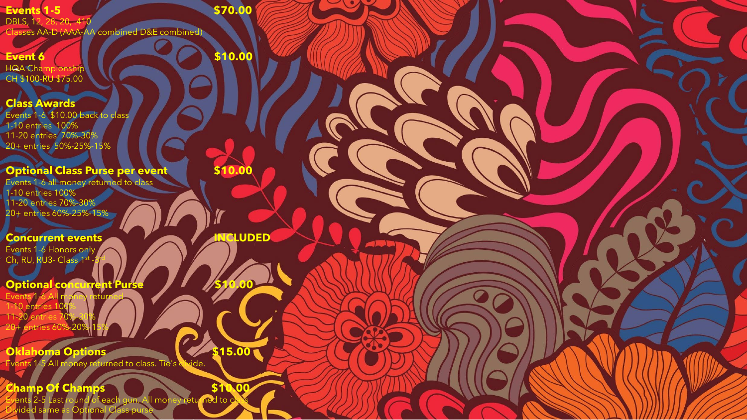**Events 1-5** $70.00

DBLS, 12, 28, 20, .410

Classes AA-D (AAA-AA combined D&E combined)

**Event 6** $10.00

HOA Championship

CH $100-RU $75.00

**Class Awards**

Events 1-6 $10.00 back to class

1-10 entries 100%

11-20 entries 70%-30%

20+ entries 50%-25%-15%

**Optional Class Purse per event** $10.00

Events 1-6 all money returned to class

1-10 entries 100%

11-20 entries 70%-30%

20+ entries 60%-25%-15%

**Concurrent events** INCLUDED

Events 1-6 Honors only

Ch, RU, RU3- Class 1st -3rd

**Optional concurrent Purse** $10.00

Events 1-6 All money returned

1-10 entries 100%

11-20 entries 70%-30%

20+ entries 60%-20%-15%

**Oklahoma Options** $15.00

Events 1-5 All money returned to class. Tie's divide.

**Champ Of Champs** $10.00

Events 2-5 Last round of each gun. All money returned to class

Divided same as Optional Class purse